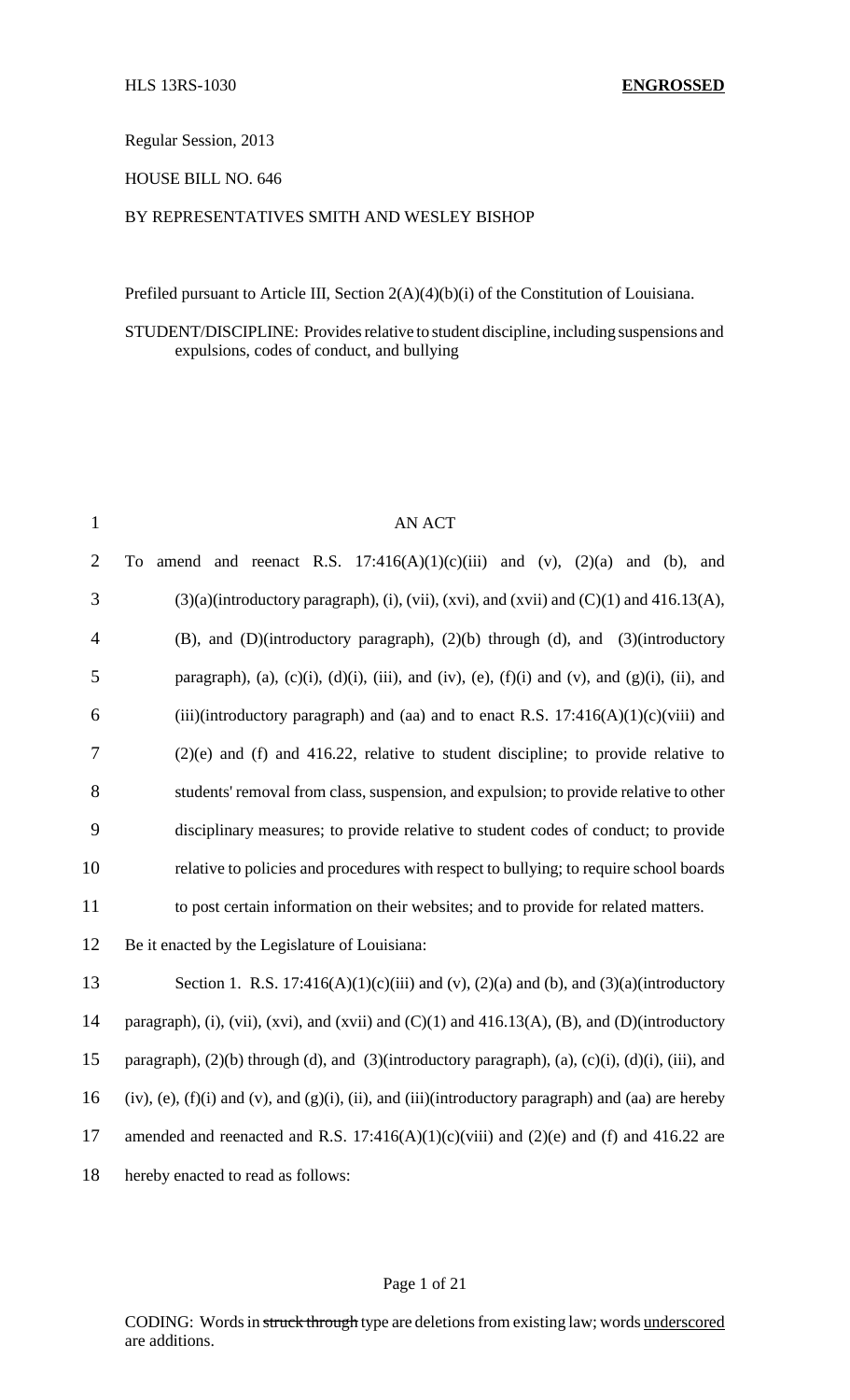HLS 13RS-1030 **ENGROSSED**

Regular Session, 2013

HOUSE BILL NO. 646

BY REPRESENTATIVES SMITH AND WESLEY BISHOP

Prefiled pursuant to Article III, Section 2(A)(4)(b)(i) of the Constitution of Louisiana.

STUDENT/DISCIPLINE: Provides relative to student discipline, including suspensions and expulsions, codes of conduct, and bullying

AN ACT

To amend and reenact R.S. 17:416(A)(1)(c)(iii) and (v), (2)(a) and (b), and (3)(a)(introductory paragraph), (i), (vii), (xvi), and (xvii) and (C)(1) and 416.13(A), (B), and (D)(introductory paragraph), (2)(b) through (d), and (3)(introductory paragraph), (a), (c)(i), (d)(i), (iii), and (iv), (e), (f)(i) and (v), and (g)(i), (ii), and (iii)(introductory paragraph) and (aa) and to enact R.S. 17:416(A)(1)(c)(viii) and (2)(e) and (f) and 416.22, relative to student discipline; to provide relative to students' removal from class, suspension, and expulsion; to provide relative to other disciplinary measures; to provide relative to student codes of conduct; to provide relative to policies and procedures with respect to bullying; to require school boards to post certain information on their websites; and to provide for related matters.

Be it enacted by the Legislature of Louisiana:

Section 1. R.S. 17:416(A)(1)(c)(iii) and (v), (2)(a) and (b), and (3)(a)(introductory paragraph), (i), (vii), (xvi), and (xvii) and (C)(1) and 416.13(A), (B), and (D)(introductory paragraph), (2)(b) through (d), and (3)(introductory paragraph), (a), (c)(i), (d)(i), (iii), and (iv), (e), (f)(i) and (v), and (g)(i), (ii), and (iii)(introductory paragraph) and (aa) are hereby amended and reenacted and R.S. 17:416(A)(1)(c)(viii) and (2)(e) and (f) and 416.22 are hereby enacted to read as follows:

CODING: Words in ~~struck through~~ type are deletions from existing law; words <u>underscored</u> are additions.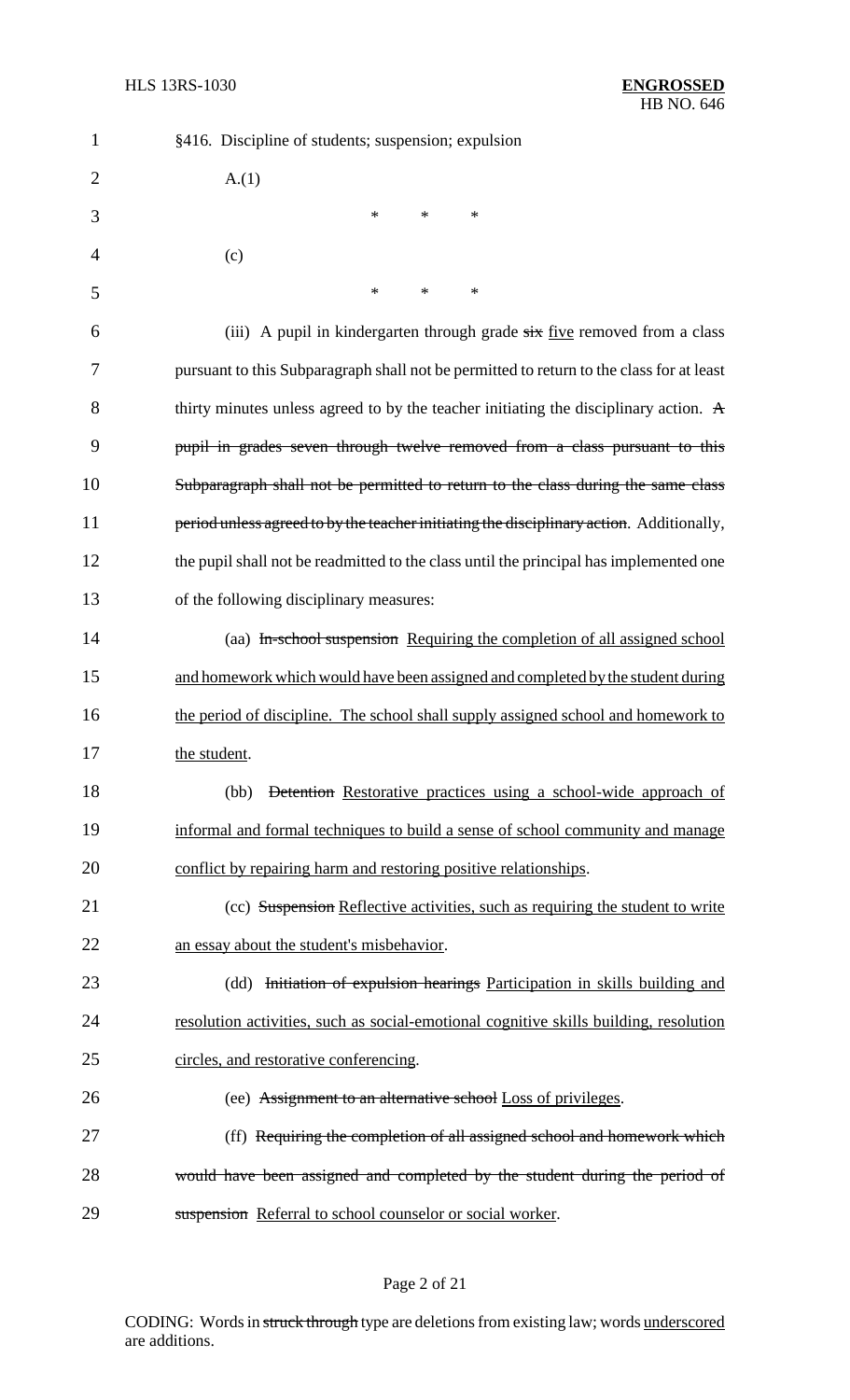§416. Discipline of students; suspension; expulsion

A.(1)

\* \* \*

(c)

\* \* \*

(iii) A pupil in kindergarten through grade ~~six~~ <u>five</u> removed from a class pursuant to this Subparagraph shall not be permitted to return to the class for at least thirty minutes unless agreed to by the teacher initiating the disciplinary action. ~~A pupil in grades seven through twelve removed from a class pursuant to this Subparagraph shall not be permitted to return to the class during the same class period unless agreed to by the teacher initiating the disciplinary action~~. Additionally, the pupil shall not be readmitted to the class until the principal has implemented one of the following disciplinary measures:

(aa) ~~In-school suspension~~ <u>Requiring the completion of all assigned school and homework which would have been assigned and completed by the student during the period of discipline. The school shall supply assigned school and homework to the student</u>.

(bb) ~~Detention~~ <u>Restorative practices using a school-wide approach of informal and formal techniques to build a sense of school community and manage conflict by repairing harm and restoring positive relationships</u>.

(cc) ~~Suspension~~ <u>Reflective activities, such as requiring the student to write an essay about the student's misbehavior</u>.

(dd) ~~Initiation of expulsion hearings~~ <u>Participation in skills building and resolution activities, such as social-emotional cognitive skills building, resolution circles, and restorative conferencing</u>.

(ee) ~~Assignment to an alternative school~~ <u>Loss of privileges</u>.

(ff) ~~Requiring the completion of all assigned school and homework which would have been assigned and completed by the student during the period of suspension~~ <u>Referral to school counselor or social worker</u>.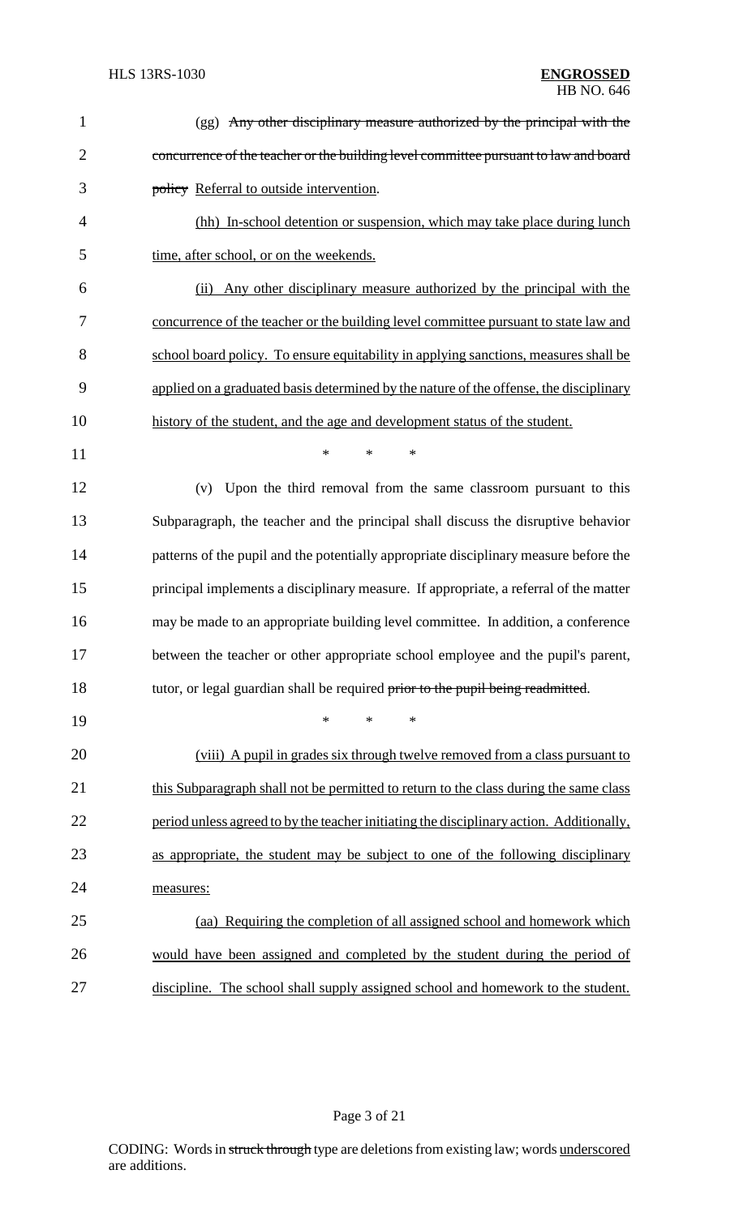(gg) ~~Any other disciplinary measure authorized by the principal with the concurrence of the teacher or the building level committee pursuant to law and board policy~~ Referral to outside intervention.

(hh) In-school detention or suspension, which may take place during lunch time, after school, or on the weekends.

(ii) Any other disciplinary measure authorized by the principal with the concurrence of the teacher or the building level committee pursuant to state law and school board policy. To ensure equitability in applying sanctions, measures shall be applied on a graduated basis determined by the nature of the offense, the disciplinary history of the student, and the age and development status of the student.

\* \* \*

(v) Upon the third removal from the same classroom pursuant to this Subparagraph, the teacher and the principal shall discuss the disruptive behavior patterns of the pupil and the potentially appropriate disciplinary measure before the principal implements a disciplinary measure. If appropriate, a referral of the matter may be made to an appropriate building level committee. In addition, a conference between the teacher or other appropriate school employee and the pupil's parent, tutor, or legal guardian shall be required ~~prior to the pupil being readmitted~~.

\* \* \*

(viii) A pupil in grades six through twelve removed from a class pursuant to this Subparagraph shall not be permitted to return to the class during the same class period unless agreed to by the teacher initiating the disciplinary action. Additionally, as appropriate, the student may be subject to one of the following disciplinary measures:

(aa) Requiring the completion of all assigned school and homework which would have been assigned and completed by the student during the period of discipline. The school shall supply assigned school and homework to the student.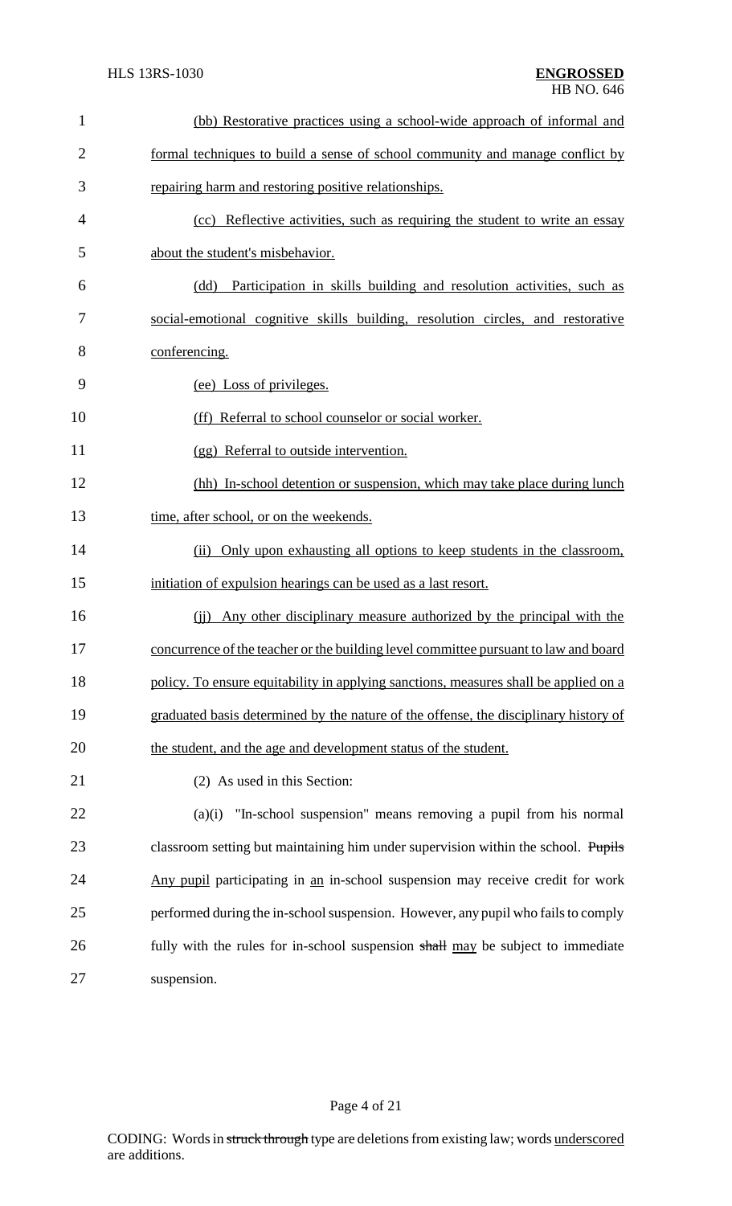(bb) Restorative practices using a school-wide approach of informal and formal techniques to build a sense of school community and manage conflict by repairing harm and restoring positive relationships.

(cc) Reflective activities, such as requiring the student to write an essay about the student's misbehavior.

(dd) Participation in skills building and resolution activities, such as social-emotional cognitive skills building, resolution circles, and restorative conferencing.

(ee) Loss of privileges.

(ff) Referral to school counselor or social worker.

(gg) Referral to outside intervention.

(hh) In-school detention or suspension, which may take place during lunch time, after school, or on the weekends.

(ii) Only upon exhausting all options to keep students in the classroom, initiation of expulsion hearings can be used as a last resort.

(jj) Any other disciplinary measure authorized by the principal with the concurrence of the teacher or the building level committee pursuant to law and board policy. To ensure equitability in applying sanctions, measures shall be applied on a graduated basis determined by the nature of the offense, the disciplinary history of the student, and the age and development status of the student.

(2) As used in this Section:

(a)(i) "In-school suspension" means removing a pupil from his normal classroom setting but maintaining him under supervision within the school. ~~Pupils~~ Any pupil participating in an in-school suspension may receive credit for work performed during the in-school suspension. However, any pupil who fails to comply fully with the rules for in-school suspension ~~shall~~ may be subject to immediate suspension.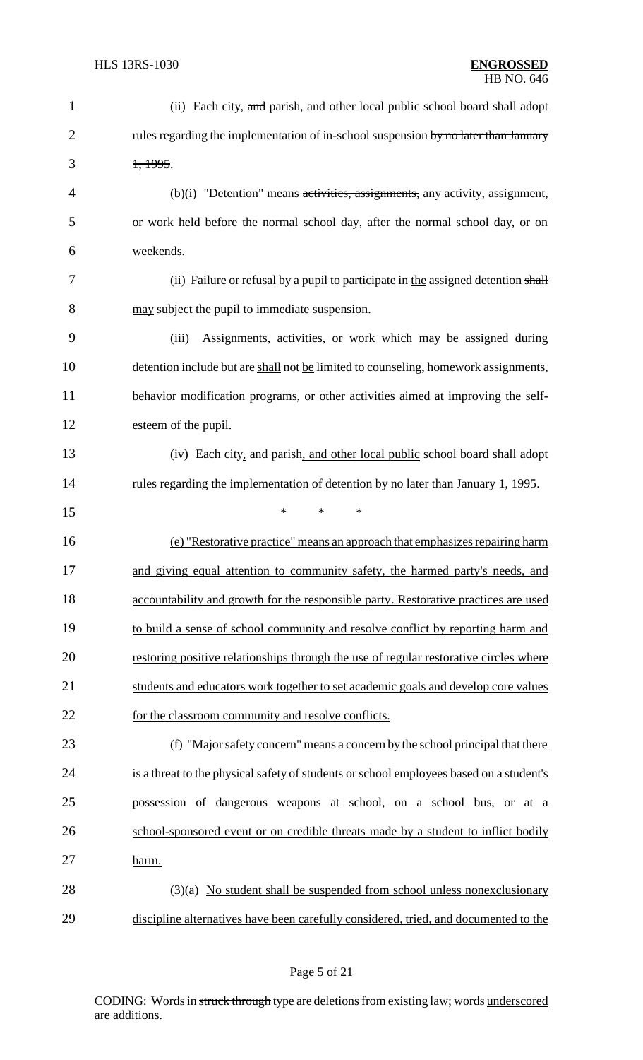(ii) Each city, ~~and~~ parish, and other local public school board shall adopt rules regarding the implementation of in-school suspension ~~by no later than January 1, 1995~~.

(b)(i) "Detention" means ~~activities, assignments,~~ any activity, assignment, or work held before the normal school day, after the normal school day, or on weekends.

(ii) Failure or refusal by a pupil to participate in the assigned detention ~~shall~~ may subject the pupil to immediate suspension.

(iii) Assignments, activities, or work which may be assigned during detention include but ~~are~~ shall not be limited to counseling, homework assignments, behavior modification programs, or other activities aimed at improving the self-esteem of the pupil.

(iv) Each city, ~~and~~ parish, and other local public school board shall adopt rules regarding the implementation of detention ~~by no later than January 1, 1995~~.

\* \* \*

(e) "Restorative practice" means an approach that emphasizes repairing harm and giving equal attention to community safety, the harmed party's needs, and accountability and growth for the responsible party. Restorative practices are used to build a sense of school community and resolve conflict by reporting harm and restoring positive relationships through the use of regular restorative circles where students and educators work together to set academic goals and develop core values for the classroom community and resolve conflicts.

(f) "Major safety concern" means a concern by the school principal that there is a threat to the physical safety of students or school employees based on a student's possession of dangerous weapons at school, on a school bus, or at a school-sponsored event or on credible threats made by a student to inflict bodily harm.

(3)(a) No student shall be suspended from school unless nonexclusionary discipline alternatives have been carefully considered, tried, and documented to the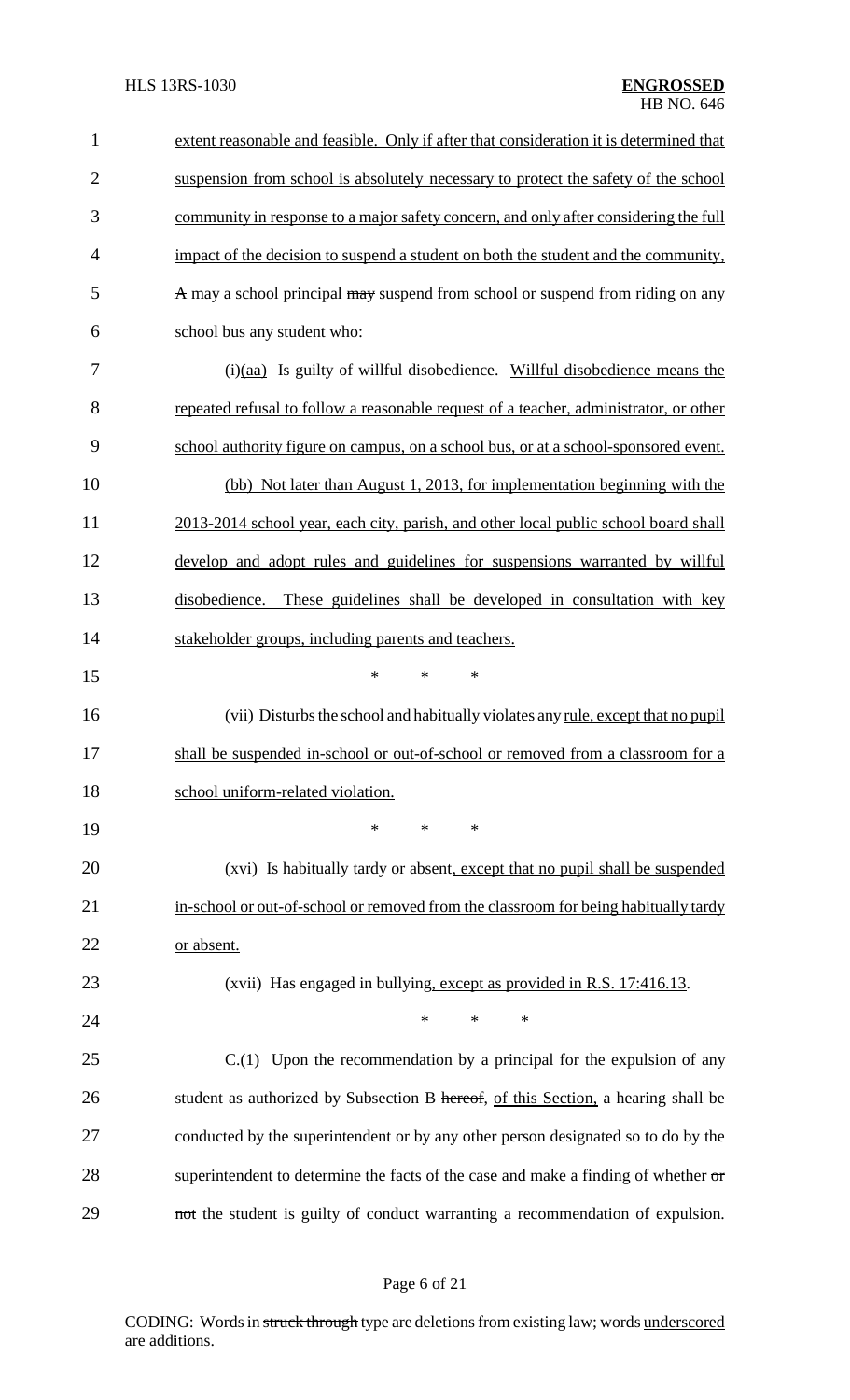extent reasonable and feasible. Only if after that consideration it is determined that suspension from school is absolutely necessary to protect the safety of the school community in response to a major safety concern, and only after considering the full impact of the decision to suspend a student on both the student and the community, A may a school principal may suspend from school or suspend from riding on any school bus any student who:

(i)(aa) Is guilty of willful disobedience. Willful disobedience means the repeated refusal to follow a reasonable request of a teacher, administrator, or other school authority figure on campus, on a school bus, or at a school-sponsored event.

(bb) Not later than August 1, 2013, for implementation beginning with the 2013-2014 school year, each city, parish, and other local public school board shall develop and adopt rules and guidelines for suspensions warranted by willful disobedience. These guidelines shall be developed in consultation with key stakeholder groups, including parents and teachers.

\* \* \*

(vii) Disturbs the school and habitually violates any rule, except that no pupil shall be suspended in-school or out-of-school or removed from a classroom for a school uniform-related violation.

\* \* \*

(xvi) Is habitually tardy or absent, except that no pupil shall be suspended in-school or out-of-school or removed from the classroom for being habitually tardy or absent.

(xvii) Has engaged in bullying, except as provided in R.S. 17:416.13.

\* \* \*

C.(1) Upon the recommendation by a principal for the expulsion of any student as authorized by Subsection B hereof, of this Section, a hearing shall be conducted by the superintendent or by any other person designated so to do by the superintendent to determine the facts of the case and make a finding of whether or not the student is guilty of conduct warranting a recommendation of expulsion.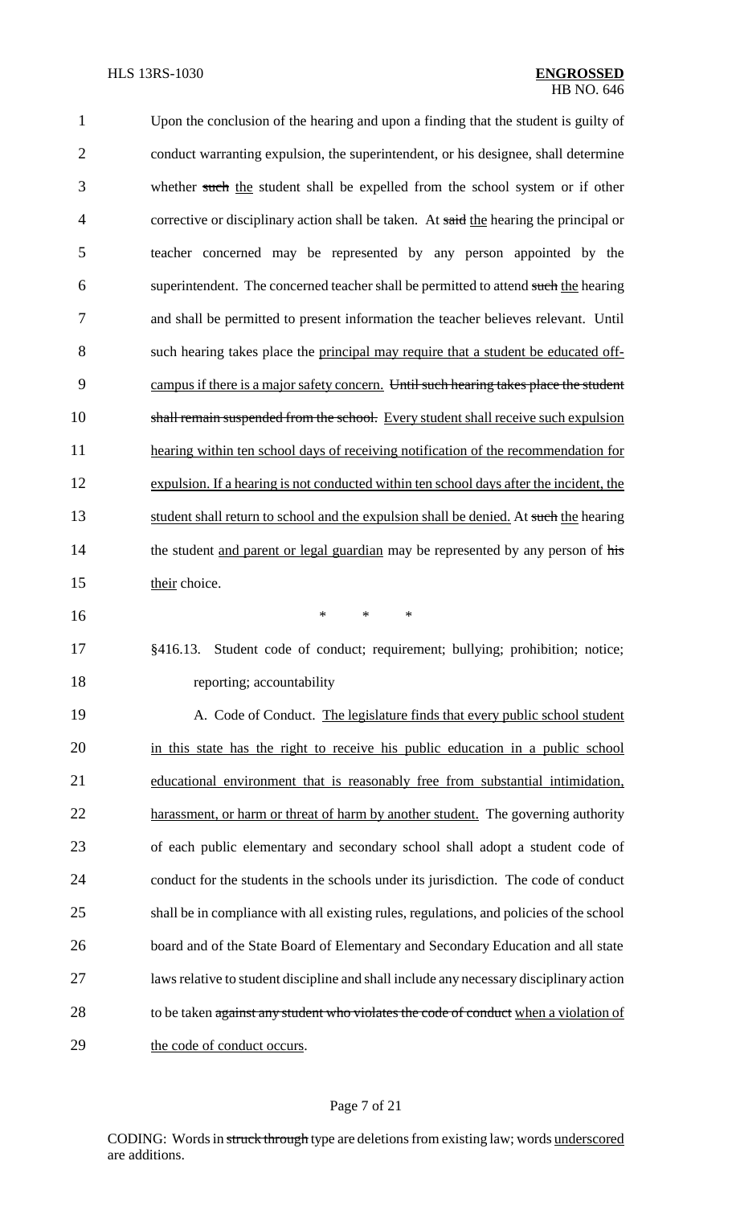Upon the conclusion of the hearing and upon a finding that the student is guilty of conduct warranting expulsion, the superintendent, or his designee, shall determine whether ~~such~~ <u>the</u> student shall be expelled from the school system or if other corrective or disciplinary action shall be taken. At ~~said~~ <u>the</u> hearing the principal or teacher concerned may be represented by any person appointed by the superintendent. The concerned teacher shall be permitted to attend ~~such~~ <u>the</u> hearing and shall be permitted to present information the teacher believes relevant. Until such hearing takes place the <u>principal may require that a student be educated off-campus if there is a major safety concern.</u> ~~Until such hearing takes place the student shall remain suspended from the school.~~ <u>Every student shall receive such expulsion hearing within ten school days of receiving notification of the recommendation for expulsion. If a hearing is not conducted within ten school days after the incident, the student shall return to school and the expulsion shall be denied.</u> At ~~such~~ <u>the</u> hearing the student <u>and parent or legal guardian</u> may be represented by any person of ~~his~~ <u>their</u> choice.

\* \* \*

§416.13. Student code of conduct; requirement; bullying; prohibition; notice; reporting; accountability

A. Code of Conduct. <u>The legislature finds that every public school student in this state has the right to receive his public education in a public school educational environment that is reasonably free from substantial intimidation, harassment, or harm or threat of harm by another student.</u> The governing authority of each public elementary and secondary school shall adopt a student code of conduct for the students in the schools under its jurisdiction. The code of conduct shall be in compliance with all existing rules, regulations, and policies of the school board and of the State Board of Elementary and Secondary Education and all state laws relative to student discipline and shall include any necessary disciplinary action to be taken ~~against any student who violates the code of conduct~~ <u>when a violation of the code of conduct occurs</u>.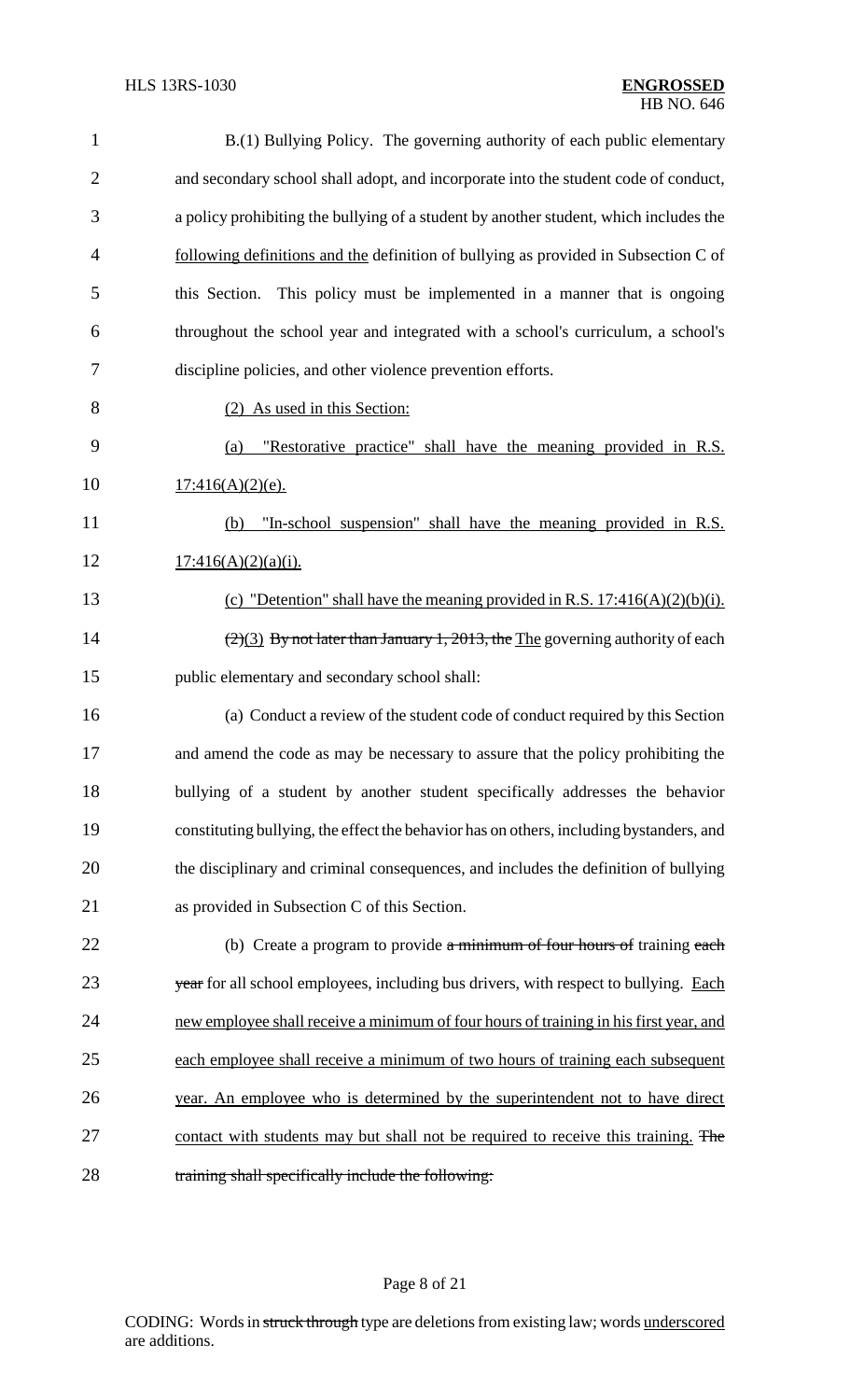B.(1) Bullying Policy. The governing authority of each public elementary and secondary school shall adopt, and incorporate into the student code of conduct, a policy prohibiting the bullying of a student by another student, which includes the following definitions and the definition of bullying as provided in Subsection C of this Section. This policy must be implemented in a manner that is ongoing throughout the school year and integrated with a school's curriculum, a school's discipline policies, and other violence prevention efforts.

(2) As used in this Section:

(a) "Restorative practice" shall have the meaning provided in R.S. 17:416(A)(2)(e).

(b) "In-school suspension" shall have the meaning provided in R.S. 17:416(A)(2)(a)(i).

(c) "Detention" shall have the meaning provided in R.S. 17:416(A)(2)(b)(i).

~~(2)~~(3) ~~By not later than January 1, 2013, the~~ The governing authority of each public elementary and secondary school shall:

(a) Conduct a review of the student code of conduct required by this Section and amend the code as may be necessary to assure that the policy prohibiting the bullying of a student by another student specifically addresses the behavior constituting bullying, the effect the behavior has on others, including bystanders, and the disciplinary and criminal consequences, and includes the definition of bullying as provided in Subsection C of this Section.

(b) Create a program to provide ~~a minimum of four hours of~~ training ~~each year~~ for all school employees, including bus drivers, with respect to bullying. Each new employee shall receive a minimum of four hours of training in his first year, and each employee shall receive a minimum of two hours of training each subsequent year. An employee who is determined by the superintendent not to have direct contact with students may but shall not be required to receive this training. ~~The training shall specifically include the following:~~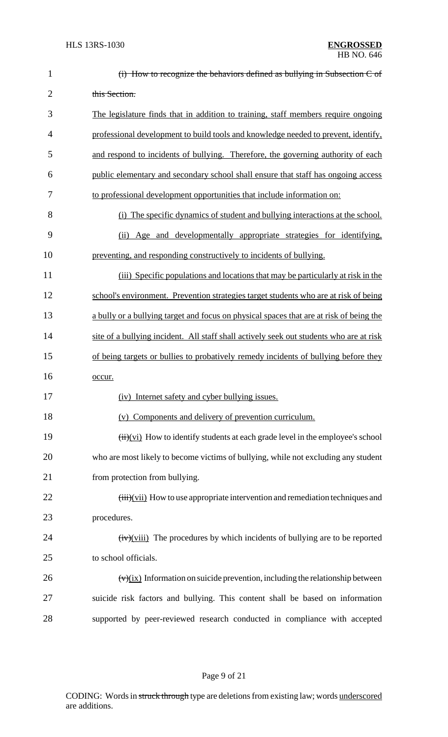~~(i) How to recognize the behaviors defined as bullying in Subsection C of this Section.~~

<u>The legislature finds that in addition to training, staff members require ongoing professional development to build tools and knowledge needed to prevent, identify, and respond to incidents of bullying. Therefore, the governing authority of each public elementary and secondary school shall ensure that staff has ongoing access to professional development opportunities that include information on:</u>

<u>(i) The specific dynamics of student and bullying interactions at the school.</u>

<u>(ii) Age and developmentally appropriate strategies for identifying, preventing, and responding constructively to incidents of bullying.</u>

<u>(iii) Specific populations and locations that may be particularly at risk in the school's environment. Prevention strategies target students who are at risk of being a bully or a bullying target and focus on physical spaces that are at risk of being the site of a bullying incident. All staff shall actively seek out students who are at risk of being targets or bullies to probatively remedy incidents of bullying before they occur.</u>

<u>(iv) Internet safety and cyber bullying issues.</u>

<u>(v) Components and delivery of prevention curriculum.</u>

~~(ii)~~<u>(vi)</u> How to identify students at each grade level in the employee's school who are most likely to become victims of bullying, while not excluding any student from protection from bullying.

~~(iii)~~<u>(vii)</u> How to use appropriate intervention and remediation techniques and procedures.

~~(iv)~~<u>(viii)</u> The procedures by which incidents of bullying are to be reported to school officials.

~~(v)~~<u>(ix)</u> Information on suicide prevention, including the relationship between suicide risk factors and bullying. This content shall be based on information supported by peer-reviewed research conducted in compliance with accepted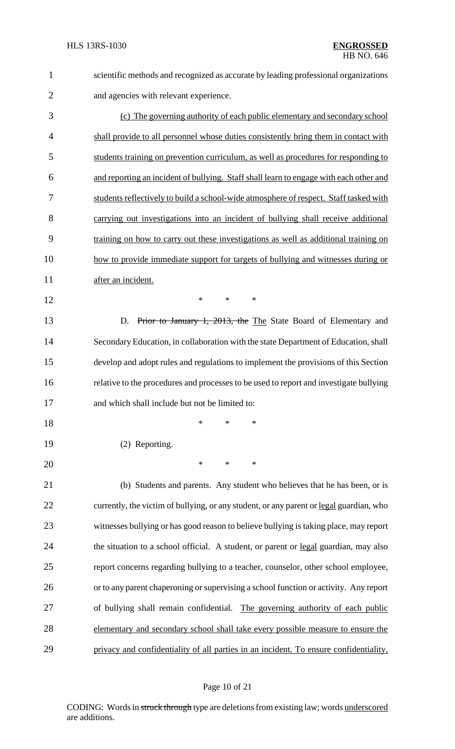scientific methods and recognized as accurate by leading professional organizations and agencies with relevant experience.

<u>(c) The governing authority of each public elementary and secondary school shall provide to all personnel whose duties consistently bring them in contact with students training on prevention curriculum, as well as procedures for responding to and reporting an incident of bullying. Staff shall learn to engage with each other and students reflectively to build a school-wide atmosphere of respect. Staff tasked with carrying out investigations into an incident of bullying shall receive additional training on how to carry out these investigations as well as additional training on how to provide immediate support for targets of bullying and witnesses during or after an incident.</u>

\* \* \*

D. ~~Prior to January 1, 2013, the~~ <u>The</u> State Board of Elementary and Secondary Education, in collaboration with the state Department of Education, shall develop and adopt rules and regulations to implement the provisions of this Section relative to the procedures and processes to be used to report and investigate bullying and which shall include but not be limited to:

\* \* \*

(2) Reporting.

\* \* \*

(b) Students and parents. Any student who believes that he has been, or is currently, the victim of bullying, or any student, or any parent or <u>legal</u> guardian, who witnesses bullying or has good reason to believe bullying is taking place, may report the situation to a school official. A student, or parent or <u>legal</u> guardian, may also report concerns regarding bullying to a teacher, counselor, other school employee, or to any parent chaperoning or supervising a school function or activity. Any report of bullying shall remain confidential. <u>The governing authority of each public elementary and secondary school shall take every possible measure to ensure the privacy and confidentiality of all parties in an incident. To ensure confidentiality,</u>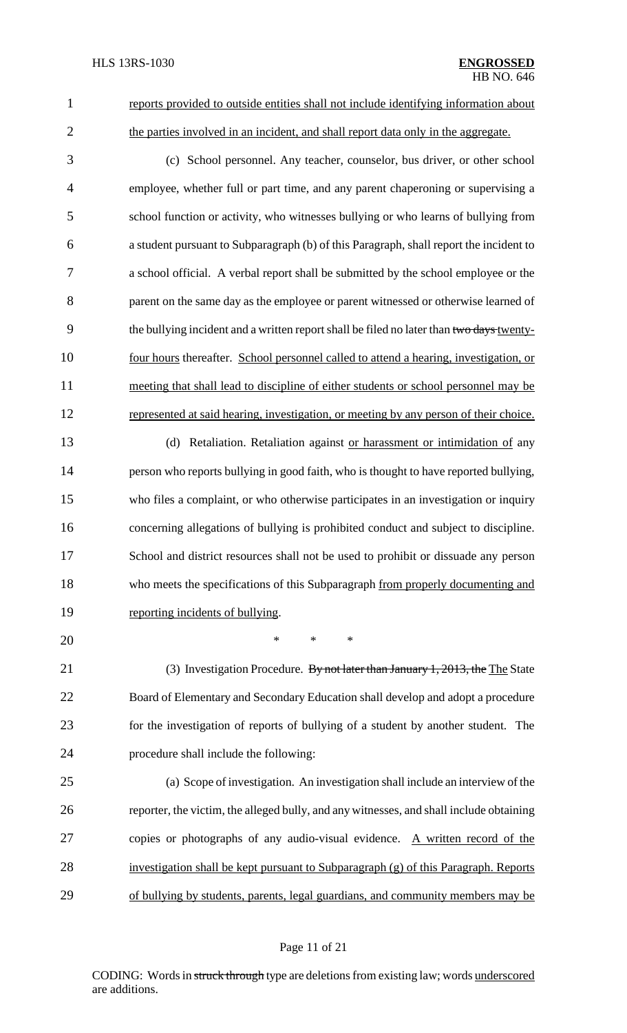reports provided to outside entities shall not include identifying information about the parties involved in an incident, and shall report data only in the aggregate.

(c) School personnel. Any teacher, counselor, bus driver, or other school employee, whether full or part time, and any parent chaperoning or supervising a school function or activity, who witnesses bullying or who learns of bullying from a student pursuant to Subparagraph (b) of this Paragraph, shall report the incident to a school official. A verbal report shall be submitted by the school employee or the parent on the same day as the employee or parent witnessed or otherwise learned of the bullying incident and a written report shall be filed no later than ~~two days~~ twenty-four hours thereafter. School personnel called to attend a hearing, investigation, or meeting that shall lead to discipline of either students or school personnel may be represented at said hearing, investigation, or meeting by any person of their choice.

(d) Retaliation. Retaliation against or harassment or intimidation of any person who reports bullying in good faith, who is thought to have reported bullying, who files a complaint, or who otherwise participates in an investigation or inquiry concerning allegations of bullying is prohibited conduct and subject to discipline. School and district resources shall not be used to prohibit or dissuade any person who meets the specifications of this Subparagraph from properly documenting and reporting incidents of bullying.

\* \* \*

(3) Investigation Procedure. ~~By not later than January 1, 2013, the~~ The State Board of Elementary and Secondary Education shall develop and adopt a procedure for the investigation of reports of bullying of a student by another student. The procedure shall include the following:

(a) Scope of investigation. An investigation shall include an interview of the reporter, the victim, the alleged bully, and any witnesses, and shall include obtaining copies or photographs of any audio-visual evidence. A written record of the investigation shall be kept pursuant to Subparagraph (g) of this Paragraph. Reports of bullying by students, parents, legal guardians, and community members may be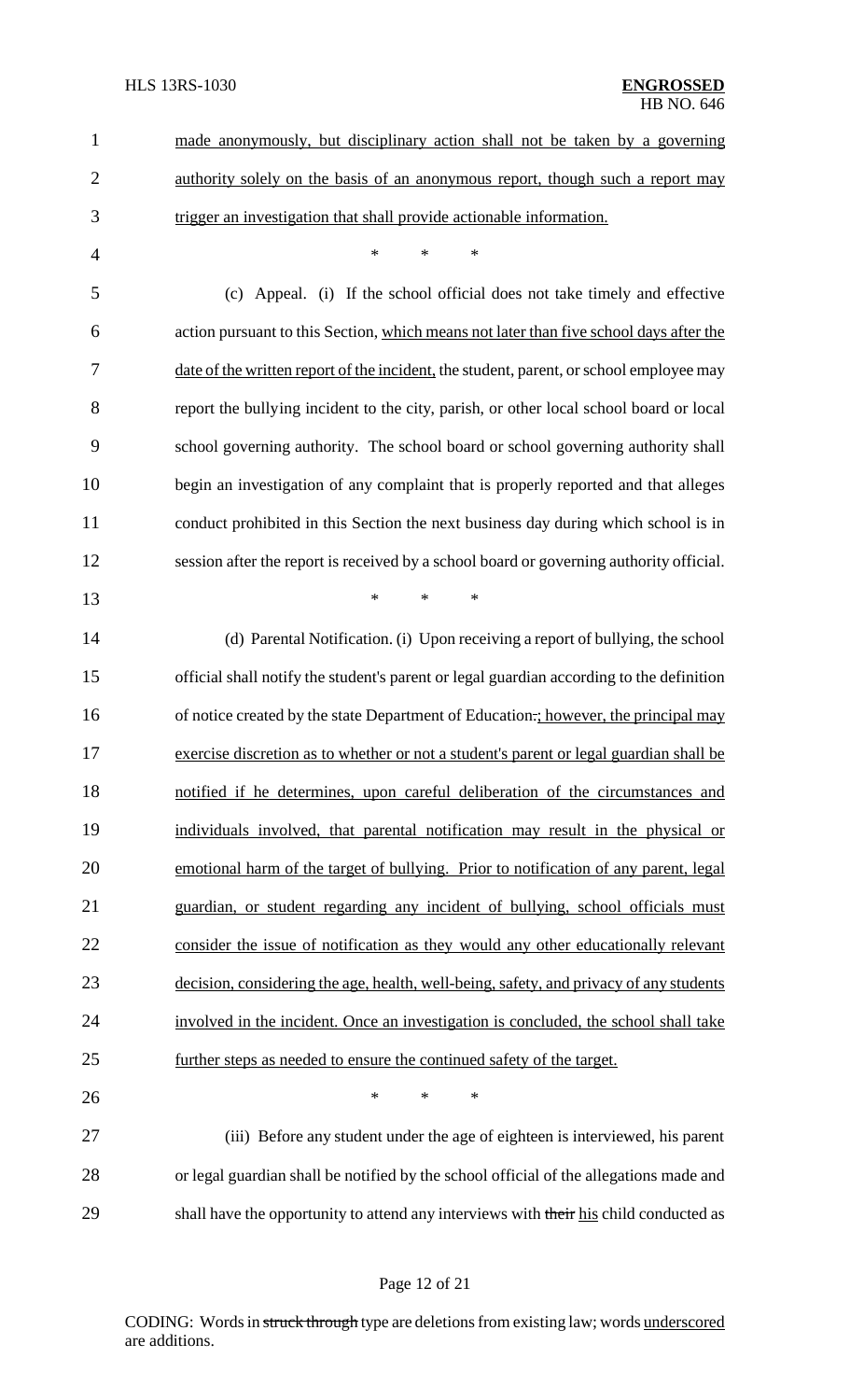made anonymously, but disciplinary action shall not be taken by a governing authority solely on the basis of an anonymous report, though such a report may trigger an investigation that shall provide actionable information.

\* \* \*

(c) Appeal. (i) If the school official does not take timely and effective action pursuant to this Section, which means not later than five school days after the date of the written report of the incident, the student, parent, or school employee may report the bullying incident to the city, parish, or other local school board or local school governing authority. The school board or school governing authority shall begin an investigation of any complaint that is properly reported and that alleges conduct prohibited in this Section the next business day during which school is in session after the report is received by a school board or governing authority official.

\* \* \*

(d) Parental Notification. (i) Upon receiving a report of bullying, the school official shall notify the student's parent or legal guardian according to the definition of notice created by the state Department of Education.; however, the principal may exercise discretion as to whether or not a student's parent or legal guardian shall be notified if he determines, upon careful deliberation of the circumstances and individuals involved, that parental notification may result in the physical or emotional harm of the target of bullying. Prior to notification of any parent, legal guardian, or student regarding any incident of bullying, school officials must consider the issue of notification as they would any other educationally relevant decision, considering the age, health, well-being, safety, and privacy of any students involved in the incident. Once an investigation is concluded, the school shall take further steps as needed to ensure the continued safety of the target.

\* \* \*

(iii) Before any student under the age of eighteen is interviewed, his parent or legal guardian shall be notified by the school official of the allegations made and shall have the opportunity to attend any interviews with their his child conducted as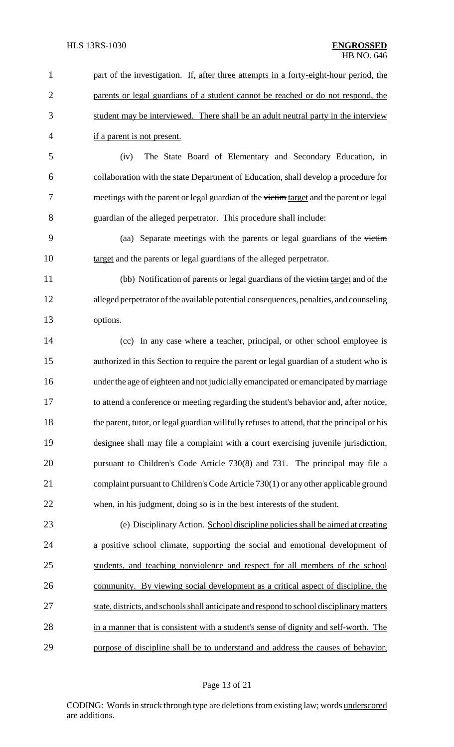part of the investigation. <u>If, after three attempts in a forty-eight-hour period, the parents or legal guardians of a student cannot be reached or do not respond, the student may be interviewed. There shall be an adult neutral party in the interview if a parent is not present.</u>

(iv) The State Board of Elementary and Secondary Education, in collaboration with the state Department of Education, shall develop a procedure for meetings with the parent or legal guardian of the ~~victim~~ <u>target</u> and the parent or legal guardian of the alleged perpetrator. This procedure shall include:

(aa) Separate meetings with the parents or legal guardians of the ~~victim~~ <u>target</u> and the parents or legal guardians of the alleged perpetrator.

(bb) Notification of parents or legal guardians of the ~~victim~~ <u>target</u> and of the alleged perpetrator of the available potential consequences, penalties, and counseling options.

(cc) In any case where a teacher, principal, or other school employee is authorized in this Section to require the parent or legal guardian of a student who is under the age of eighteen and not judicially emancipated or emancipated by marriage to attend a conference or meeting regarding the student's behavior and, after notice, the parent, tutor, or legal guardian willfully refuses to attend, that the principal or his designee ~~shall~~ <u>may</u> file a complaint with a court exercising juvenile jurisdiction, pursuant to Children's Code Article 730(8) and 731. The principal may file a complaint pursuant to Children's Code Article 730(1) or any other applicable ground when, in his judgment, doing so is in the best interests of the student.

(e) Disciplinary Action. <u>School discipline policies shall be aimed at creating a positive school climate, supporting the social and emotional development of students, and teaching nonviolence and respect for all members of the school community. By viewing social development as a critical aspect of discipline, the state, districts, and schools shall anticipate and respond to school disciplinary matters in a manner that is consistent with a student's sense of dignity and self-worth. The purpose of discipline shall be to understand and address the causes of behavior,</u>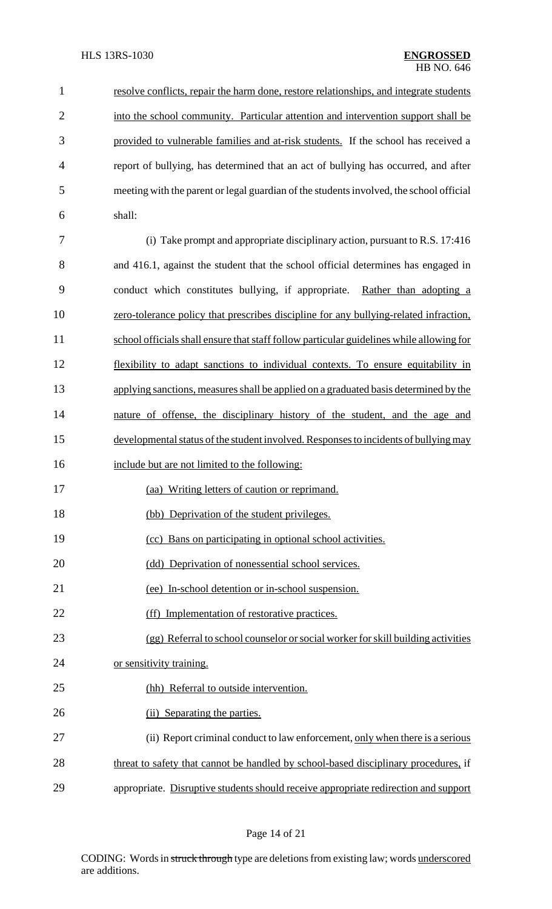resolve conflicts, repair the harm done, restore relationships, and integrate students into the school community. Particular attention and intervention support shall be provided to vulnerable families and at-risk students. If the school has received a report of bullying, has determined that an act of bullying has occurred, and after meeting with the parent or legal guardian of the students involved, the school official shall:

(i) Take prompt and appropriate disciplinary action, pursuant to R.S. 17:416 and 416.1, against the student that the school official determines has engaged in conduct which constitutes bullying, if appropriate. Rather than adopting a zero-tolerance policy that prescribes discipline for any bullying-related infraction, school officials shall ensure that staff follow particular guidelines while allowing for flexibility to adapt sanctions to individual contexts. To ensure equitability in applying sanctions, measures shall be applied on a graduated basis determined by the nature of offense, the disciplinary history of the student, and the age and developmental status of the student involved. Responses to incidents of bullying may include but are not limited to the following:

(aa) Writing letters of caution or reprimand.

(bb) Deprivation of the student privileges.

(cc) Bans on participating in optional school activities.

(dd) Deprivation of nonessential school services.

(ee) In-school detention or in-school suspension.

(ff) Implementation of restorative practices.

(gg) Referral to school counselor or social worker for skill building activities or sensitivity training.

(hh) Referral to outside intervention.

(ii) Separating the parties.

(ii) Report criminal conduct to law enforcement, only when there is a serious threat to safety that cannot be handled by school-based disciplinary procedures, if appropriate. Disruptive students should receive appropriate redirection and support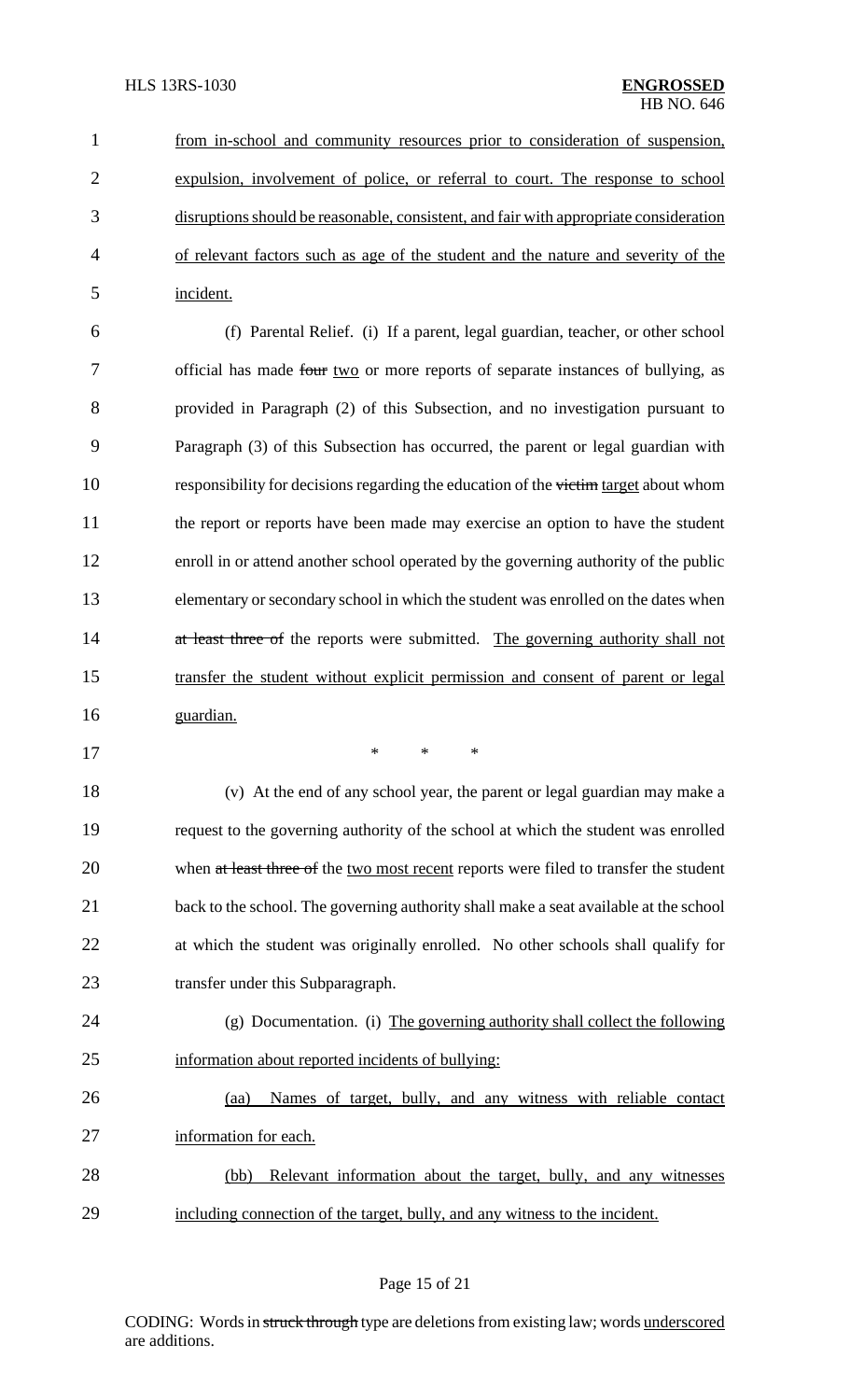from in-school and community resources prior to consideration of suspension, expulsion, involvement of police, or referral to court. The response to school disruptions should be reasonable, consistent, and fair with appropriate consideration of relevant factors such as age of the student and the nature and severity of the incident.

(f) Parental Relief. (i) If a parent, legal guardian, teacher, or other school official has made ~~four~~ two or more reports of separate instances of bullying, as provided in Paragraph (2) of this Subsection, and no investigation pursuant to Paragraph (3) of this Subsection has occurred, the parent or legal guardian with responsibility for decisions regarding the education of the ~~victim~~ target about whom the report or reports have been made may exercise an option to have the student enroll in or attend another school operated by the governing authority of the public elementary or secondary school in which the student was enrolled on the dates when ~~at least three of~~ the reports were submitted. The governing authority shall not transfer the student without explicit permission and consent of parent or legal guardian.

\* \* \*

(v) At the end of any school year, the parent or legal guardian may make a request to the governing authority of the school at which the student was enrolled when ~~at least three of~~ the two most recent reports were filed to transfer the student back to the school. The governing authority shall make a seat available at the school at which the student was originally enrolled. No other schools shall qualify for transfer under this Subparagraph.

(g) Documentation. (i) The governing authority shall collect the following information about reported incidents of bullying:

(aa) Names of target, bully, and any witness with reliable contact information for each.

(bb) Relevant information about the target, bully, and any witnesses including connection of the target, bully, and any witness to the incident.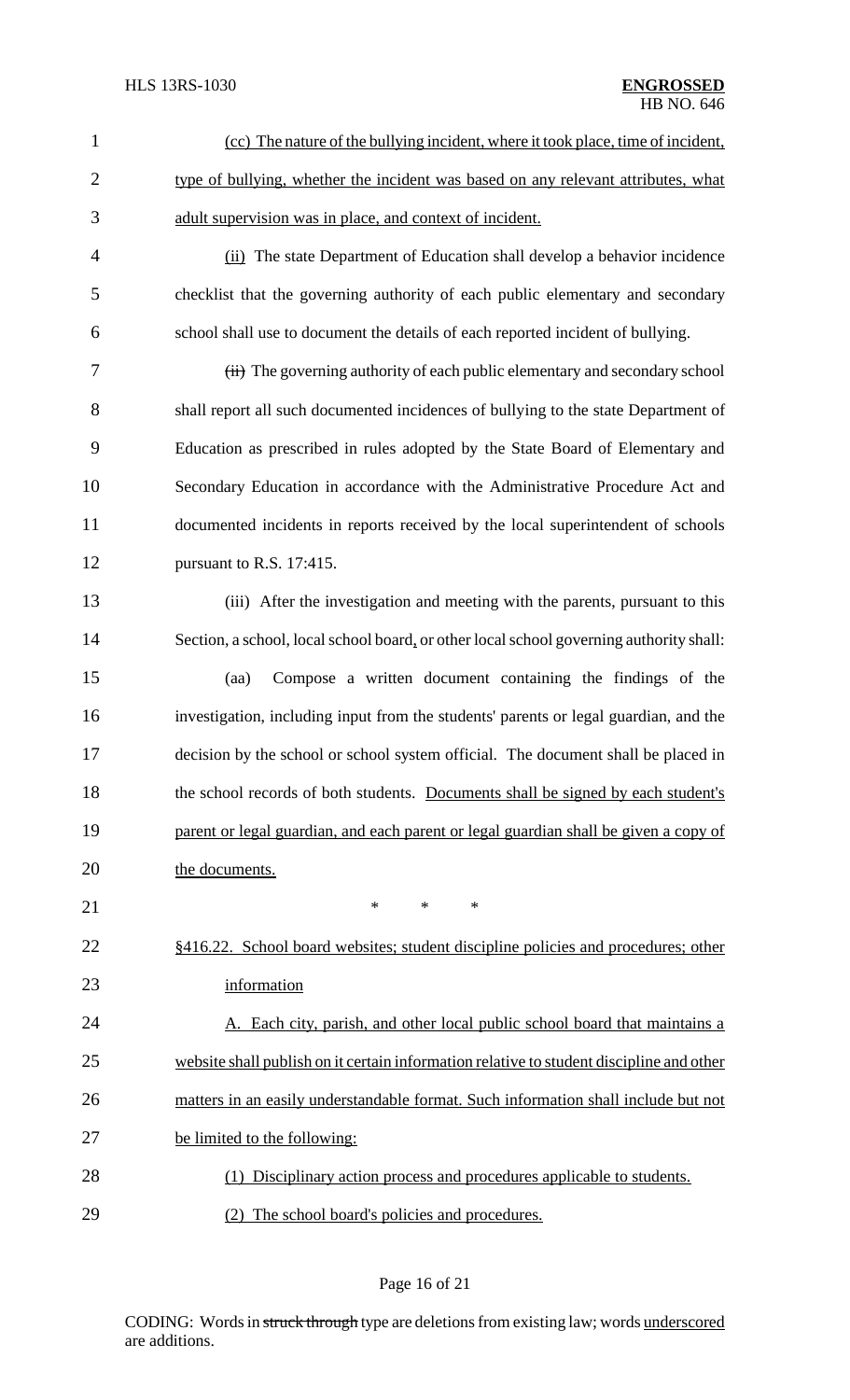(cc) The nature of the bullying incident, where it took place, time of incident, type of bullying, whether the incident was based on any relevant attributes, what adult supervision was in place, and context of incident.

(ii) The state Department of Education shall develop a behavior incidence checklist that the governing authority of each public elementary and secondary school shall use to document the details of each reported incident of bullying.

~~(ii)~~ The governing authority of each public elementary and secondary school shall report all such documented incidences of bullying to the state Department of Education as prescribed in rules adopted by the State Board of Elementary and Secondary Education in accordance with the Administrative Procedure Act and documented incidents in reports received by the local superintendent of schools pursuant to R.S. 17:415.

(iii) After the investigation and meeting with the parents, pursuant to this Section, a school, local school board, or other local school governing authority shall:

(aa) Compose a written document containing the findings of the investigation, including input from the students' parents or legal guardian, and the decision by the school or school system official. The document shall be placed in the school records of both students. Documents shall be signed by each student's parent or legal guardian, and each parent or legal guardian shall be given a copy of the documents.

\* \* \*

§416.22. School board websites; student discipline policies and procedures; other information

A. Each city, parish, and other local public school board that maintains a website shall publish on it certain information relative to student discipline and other matters in an easily understandable format. Such information shall include but not be limited to the following:

(1) Disciplinary action process and procedures applicable to students.

(2) The school board's policies and procedures.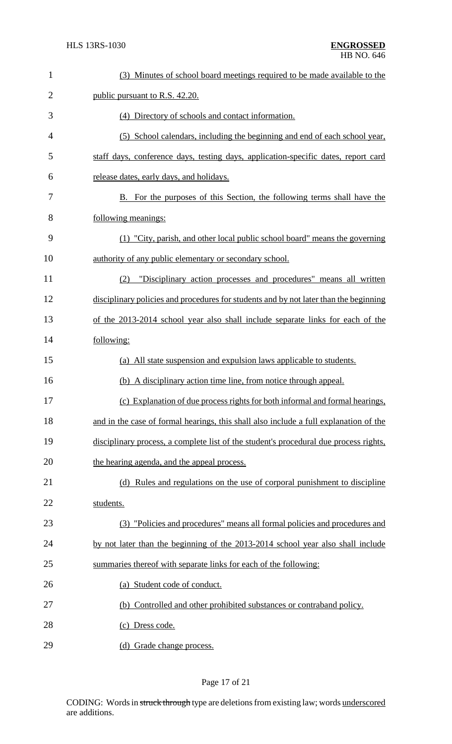(3) Minutes of school board meetings required to be made available to the public pursuant to R.S. 42.20.

(4) Directory of schools and contact information.

(5) School calendars, including the beginning and end of each school year, staff days, conference days, testing days, application-specific dates, report card release dates, early days, and holidays.

B. For the purposes of this Section, the following terms shall have the following meanings:

(1) "City, parish, and other local public school board" means the governing authority of any public elementary or secondary school.

(2) "Disciplinary action processes and procedures" means all written disciplinary policies and procedures for students and by not later than the beginning of the 2013-2014 school year also shall include separate links for each of the following:

(a) All state suspension and expulsion laws applicable to students.

(b) A disciplinary action time line, from notice through appeal.

(c) Explanation of due process rights for both informal and formal hearings, and in the case of formal hearings, this shall also include a full explanation of the disciplinary process, a complete list of the student's procedural due process rights, the hearing agenda, and the appeal process.

(d) Rules and regulations on the use of corporal punishment to discipline students.

(3) "Policies and procedures" means all formal policies and procedures and by not later than the beginning of the 2013-2014 school year also shall include summaries thereof with separate links for each of the following:

(a) Student code of conduct.

(b) Controlled and other prohibited substances or contraband policy.

(c) Dress code.

(d) Grade change process.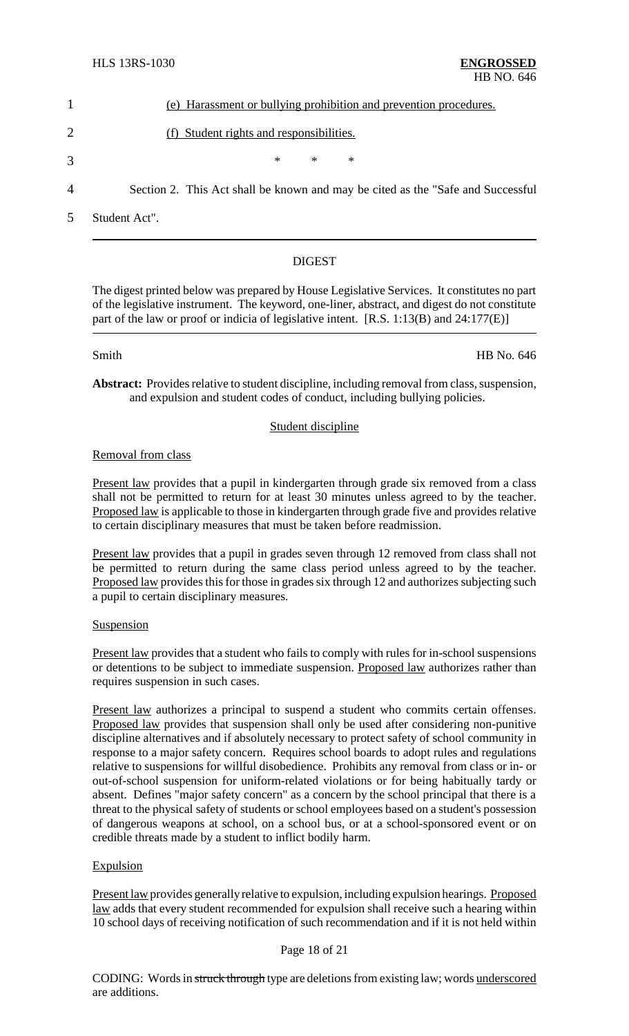(e) Harassment or bullying prohibition and prevention procedures.

(f) Student rights and responsibilities.

\* \* \*

Section 2. This Act shall be known and may be cited as the "Safe and Successful Student Act".

## DIGEST

The digest printed below was prepared by House Legislative Services. It constitutes no part of the legislative instrument. The keyword, one-liner, abstract, and digest do not constitute part of the law or proof or indicia of legislative intent. [R.S. 1:13(B) and 24:177(E)]

Smith HB No. 646

**Abstract:** Provides relative to student discipline, including removal from class, suspension, and expulsion and student codes of conduct, including bullying policies.

### Student discipline

#### Removal from class

Present law provides that a pupil in kindergarten through grade six removed from a class shall not be permitted to return for at least 30 minutes unless agreed to by the teacher. Proposed law is applicable to those in kindergarten through grade five and provides relative to certain disciplinary measures that must be taken before readmission.

Present law provides that a pupil in grades seven through 12 removed from class shall not be permitted to return during the same class period unless agreed to by the teacher. Proposed law provides this for those in grades six through 12 and authorizes subjecting such a pupil to certain disciplinary measures.

#### Suspension

Present law provides that a student who fails to comply with rules for in-school suspensions or detentions to be subject to immediate suspension. Proposed law authorizes rather than requires suspension in such cases.

Present law authorizes a principal to suspend a student who commits certain offenses. Proposed law provides that suspension shall only be used after considering non-punitive discipline alternatives and if absolutely necessary to protect safety of school community in response to a major safety concern. Requires school boards to adopt rules and regulations relative to suspensions for willful disobedience. Prohibits any removal from class or in- or out-of-school suspension for uniform-related violations or for being habitually tardy or absent. Defines "major safety concern" as a concern by the school principal that there is a threat to the physical safety of students or school employees based on a student's possession of dangerous weapons at school, on a school bus, or at a school-sponsored event or on credible threats made by a student to inflict bodily harm.

#### Expulsion

Present law provides generally relative to expulsion, including expulsion hearings. Proposed law adds that every student recommended for expulsion shall receive such a hearing within 10 school days of receiving notification of such recommendation and if it is not held within

CODING: Words in ~~struck through~~ type are deletions from existing law; words underscored are additions.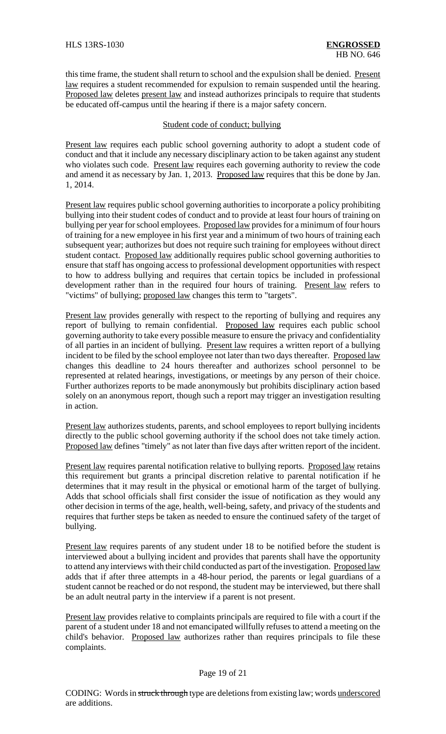this time frame, the student shall return to school and the expulsion shall be denied. Present law requires a student recommended for expulsion to remain suspended until the hearing. Proposed law deletes present law and instead authorizes principals to require that students be educated off-campus until the hearing if there is a major safety concern.

Student code of conduct; bullying

Present law requires each public school governing authority to adopt a student code of conduct and that it include any necessary disciplinary action to be taken against any student who violates such code. Present law requires each governing authority to review the code and amend it as necessary by Jan. 1, 2013. Proposed law requires that this be done by Jan. 1, 2014.

Present law requires public school governing authorities to incorporate a policy prohibiting bullying into their student codes of conduct and to provide at least four hours of training on bullying per year for school employees. Proposed law provides for a minimum of four hours of training for a new employee in his first year and a minimum of two hours of training each subsequent year; authorizes but does not require such training for employees without direct student contact. Proposed law additionally requires public school governing authorities to ensure that staff has ongoing access to professional development opportunities with respect to how to address bullying and requires that certain topics be included in professional development rather than in the required four hours of training. Present law refers to "victims" of bullying; proposed law changes this term to "targets".

Present law provides generally with respect to the reporting of bullying and requires any report of bullying to remain confidential. Proposed law requires each public school governing authority to take every possible measure to ensure the privacy and confidentiality of all parties in an incident of bullying. Present law requires a written report of a bullying incident to be filed by the school employee not later than two days thereafter. Proposed law changes this deadline to 24 hours thereafter and authorizes school personnel to be represented at related hearings, investigations, or meetings by any person of their choice. Further authorizes reports to be made anonymously but prohibits disciplinary action based solely on an anonymous report, though such a report may trigger an investigation resulting in action.

Present law authorizes students, parents, and school employees to report bullying incidents directly to the public school governing authority if the school does not take timely action. Proposed law defines "timely" as not later than five days after written report of the incident.

Present law requires parental notification relative to bullying reports. Proposed law retains this requirement but grants a principal discretion relative to parental notification if he determines that it may result in the physical or emotional harm of the target of bullying. Adds that school officials shall first consider the issue of notification as they would any other decision in terms of the age, health, well-being, safety, and privacy of the students and requires that further steps be taken as needed to ensure the continued safety of the target of bullying.

Present law requires parents of any student under 18 to be notified before the student is interviewed about a bullying incident and provides that parents shall have the opportunity to attend any interviews with their child conducted as part of the investigation. Proposed law adds that if after three attempts in a 48-hour period, the parents or legal guardians of a student cannot be reached or do not respond, the student may be interviewed, but there shall be an adult neutral party in the interview if a parent is not present.

Present law provides relative to complaints principals are required to file with a court if the parent of a student under 18 and not emancipated willfully refuses to attend a meeting on the child's behavior. Proposed law authorizes rather than requires principals to file these complaints.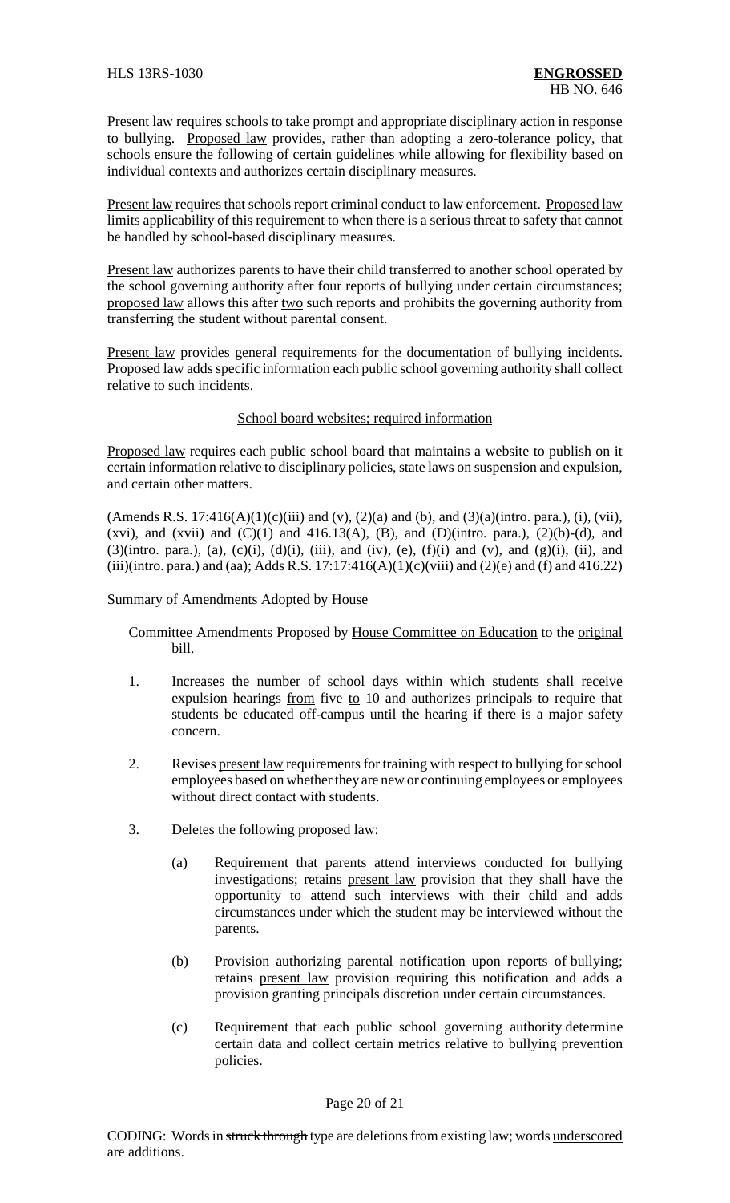Present law requires schools to take prompt and appropriate disciplinary action in response to bullying. Proposed law provides, rather than adopting a zero-tolerance policy, that schools ensure the following of certain guidelines while allowing for flexibility based on individual contexts and authorizes certain disciplinary measures.

Present law requires that schools report criminal conduct to law enforcement. Proposed law limits applicability of this requirement to when there is a serious threat to safety that cannot be handled by school-based disciplinary measures.

Present law authorizes parents to have their child transferred to another school operated by the school governing authority after four reports of bullying under certain circumstances; proposed law allows this after two such reports and prohibits the governing authority from transferring the student without parental consent.

Present law provides general requirements for the documentation of bullying incidents. Proposed law adds specific information each public school governing authority shall collect relative to such incidents.

School board websites; required information

Proposed law requires each public school board that maintains a website to publish on it certain information relative to disciplinary policies, state laws on suspension and expulsion, and certain other matters.

(Amends R.S. 17:416(A)(1)(c)(iii) and (v), (2)(a) and (b), and (3)(a)(intro. para.), (i), (vii), (xvi), and (xvii) and (C)(1) and 416.13(A), (B), and (D)(intro. para.), (2)(b)-(d), and (3)(intro. para.), (a), (c)(i), (d)(i), (iii), and (iv), (e), (f)(i) and (v), and (g)(i), (ii), and (iii)(intro. para.) and (aa); Adds R.S. 17:17:416(A)(1)(c)(viii) and (2)(e) and (f) and 416.22)

Summary of Amendments Adopted by House

Committee Amendments Proposed by House Committee on Education to the original bill.

1. Increases the number of school days within which students shall receive expulsion hearings from five to 10 and authorizes principals to require that students be educated off-campus until the hearing if there is a major safety concern.

2. Revises present law requirements for training with respect to bullying for school employees based on whether they are new or continuing employees or employees without direct contact with students.

3. Deletes the following proposed law:

   (a) Requirement that parents attend interviews conducted for bullying investigations; retains present law provision that they shall have the opportunity to attend such interviews with their child and adds circumstances under which the student may be interviewed without the parents.

   (b) Provision authorizing parental notification upon reports of bullying; retains present law provision requiring this notification and adds a provision granting principals discretion under certain circumstances.

   (c) Requirement that each public school governing authority determine certain data and collect certain metrics relative to bullying prevention policies.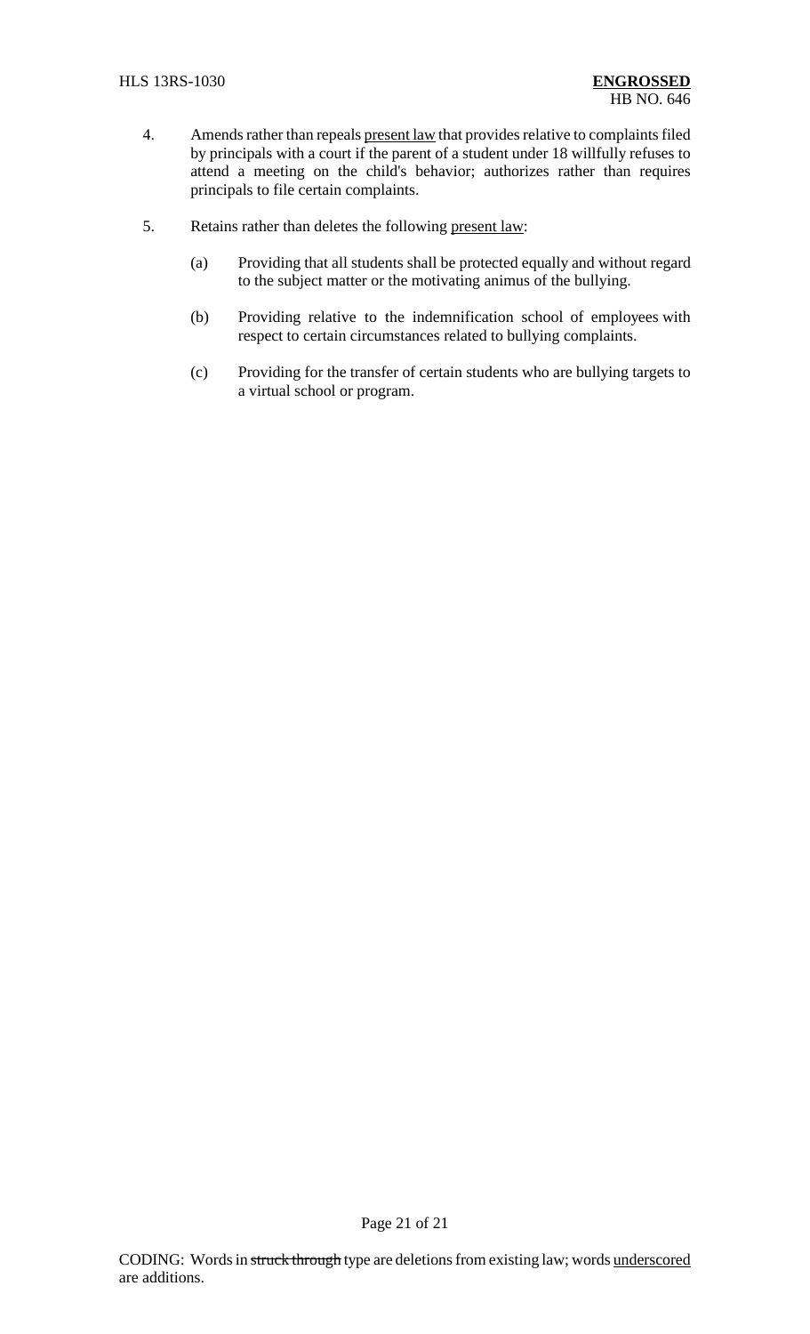4. Amends rather than repeals present law that provides relative to complaints filed by principals with a court if the parent of a student under 18 willfully refuses to attend a meeting on the child's behavior; authorizes rather than requires principals to file certain complaints.

5. Retains rather than deletes the following present law:

   (a) Providing that all students shall be protected equally and without regard to the subject matter or the motivating animus of the bullying.

   (b) Providing relative to the indemnification school of employees with respect to certain circumstances related to bullying complaints.

   (c) Providing for the transfer of certain students who are bullying targets to a virtual school or program.

CODING: Words in ~~struck through~~ type are deletions from existing law; words <u>underscored</u> are additions.